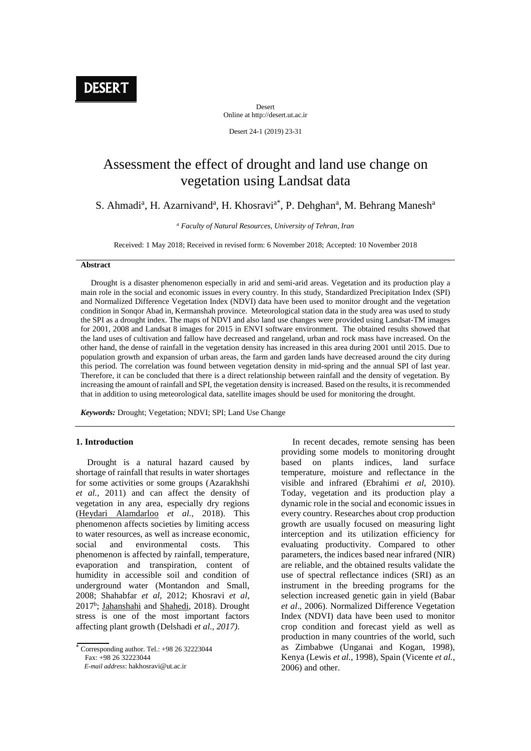Desert
Online at http://desert.ut.ac.ir

Desert 24-1 (2019) 23-31

# Assessment the effect of drought and land use change on vegetation using Landsat data

S. Ahmadi[a], H. Azarnivand[a], H. Khosravi[a*], P. Dehghan[a], M. Behrang Manesh[a]

[a] *Faculty of Natural Resources, University of Tehran, Iran*

Received: 1 May 2018; Received in revised form: 6 November 2018; Accepted: 10 November 2018

## Abstract

Drought is a disaster phenomenon especially in arid and semi-arid areas. Vegetation and its production play a main role in the social and economic issues in every country. In this study, Standardized Precipitation Index (SPI) and Normalized Difference Vegetation Index (NDVI) data have been used to monitor drought and the vegetation condition in Sonqor Abad in, Kermanshah province. Meteorological station data in the study area was used to study the SPI as a drought index. The maps of NDVI and also land use changes were provided using Landsat-TM images for 2001, 2008 and Landsat 8 images for 2015 in ENVI software environment. The obtained results showed that the land uses of cultivation and fallow have decreased and rangeland, urban and rock mass have increased. On the other hand, the dense of rainfall in the vegetation density has increased in this area during 2001 until 2015. Due to population growth and expansion of urban areas, the farm and garden lands have decreased around the city during this period. The correlation was found between vegetation density in mid-spring and the annual SPI of last year. Therefore, it can be concluded that there is a direct relationship between rainfall and the density of vegetation. By increasing the amount of rainfall and SPI, the vegetation density is increased. Based on the results, it is recommended that in addition to using meteorological data, satellite images should be used for monitoring the drought.

***Keywords:*** Drought; Vegetation; NDVI; SPI; Land Use Change

## 1. Introduction

Drought is a natural hazard caused by shortage of rainfall that results in water shortages for some activities or some groups (Azarakhshi *et al.*, 2011) and can affect the density of vegetation in any area, especially dry regions (Heydari Alamdarloo *et al.*, 2018). This phenomenon affects societies by limiting access to water resources, as well as increase economic, social and environmental costs. This phenomenon is affected by rainfall, temperature, evaporation and transpiration, content of humidity in accessible soil and condition of underground water (Montandon and Small, 2008; Shahabfar *et al*, 2012; Khosravi *et al*, 2017[b]; Jahanshahi and Shahedi, 2018). Drought stress is one of the most important factors affecting plant growth (Delshadi *et al., 2017)*.

In recent decades, remote sensing has been providing some models to monitoring drought based on plants indices, land surface temperature, moisture and reflectance in the visible and infrared (Ebrahimi *et al*, 2010). Today, vegetation and its production play a dynamic role in the social and economic issues in every country. Researches about crop production growth are usually focused on measuring light interception and its utilization efficiency for evaluating productivity. Compared to other parameters, the indices based near infrared (NIR) are reliable, and the obtained results validate the use of spectral reflectance indices (SRI) as an instrument in the breeding programs for the selection increased genetic gain in yield (Babar *et al*., 2006). Normalized Difference Vegetation Index (NDVI) data have been used to monitor crop condition and forecast yield as well as production in many countries of the world, such as Zimbabwe (Unganai and Kogan, 1998), Kenya (Lewis *et al.*, 1998), Spain (Vicente *et al.*, 2006) and other.

* Corresponding author. Tel.: +98 26 32223044
Fax: +98 26 32223044
*E-mail address*: hakhosravi@ut.ac.ir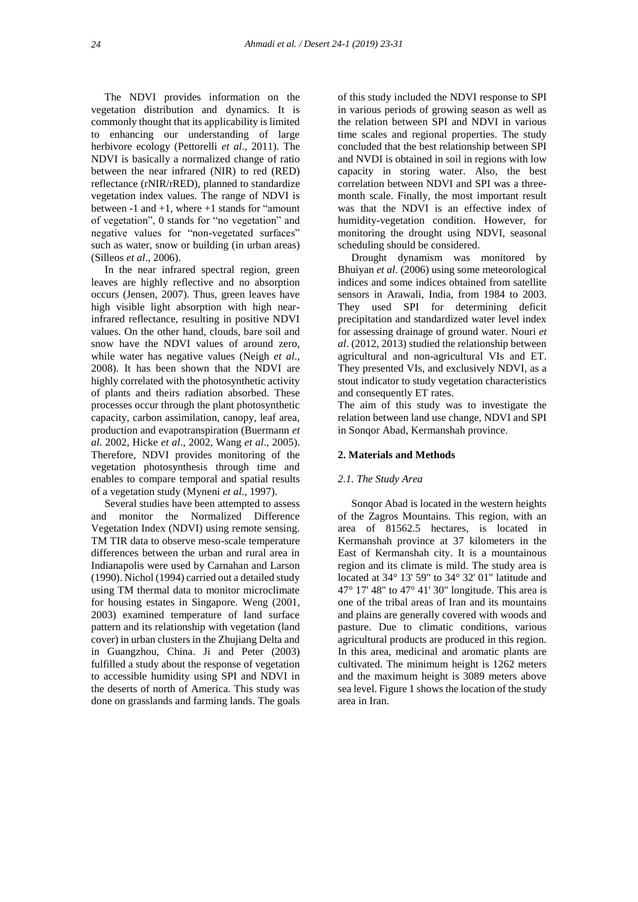The NDVI provides information on the vegetation distribution and dynamics. It is commonly thought that its applicability is limited to enhancing our understanding of large herbivore ecology (Pettorelli *et al*., 2011). The NDVI is basically a normalized change of ratio between the near infrared (NIR) to red (RED) reflectance (rNIR/rRED), planned to standardize vegetation index values. The range of NDVI is between -1 and +1, where +1 stands for "amount of vegetation", 0 stands for "no vegetation" and negative values for "non-vegetated surfaces" such as water, snow or building (in urban areas) (Silleos *et al*., 2006).

In the near infrared spectral region, green leaves are highly reflective and no absorption occurs (Jensen, 2007). Thus, green leaves have high visible light absorption with high near-infrared reflectance, resulting in positive NDVI values. On the other hand, clouds, bare soil and snow have the NDVI values of around zero, while water has negative values (Neigh *et al*., 2008). It has been shown that the NDVI are highly correlated with the photosynthetic activity of plants and theirs radiation absorbed. These processes occur through the plant photosynthetic capacity, carbon assimilation, canopy, leaf area, production and evapotranspiration (Buermann *et al*. 2002, Hicke *et al*., 2002, Wang *et al*., 2005). Therefore, NDVI provides monitoring of the vegetation photosynthesis through time and enables to compare temporal and spatial results of a vegetation study (Myneni *et al*., 1997).

Several studies have been attempted to assess and monitor the Normalized Difference Vegetation Index (NDVI) using remote sensing. TM TIR data to observe meso-scale temperature differences between the urban and rural area in Indianapolis were used by Carnahan and Larson (1990). Nichol (1994) carried out a detailed study using TM thermal data to monitor microclimate for housing estates in Singapore. Weng (2001, 2003) examined temperature of land surface pattern and its relationship with vegetation (land cover) in urban clusters in the Zhujiang Delta and in Guangzhou, China. Ji and Peter (2003) fulfilled a study about the response of vegetation to accessible humidity using SPI and NDVI in the deserts of north of America. This study was done on grasslands and farming lands. The goals of this study included the NDVI response to SPI in various periods of growing season as well as the relation between SPI and NDVI in various time scales and regional properties. The study concluded that the best relationship between SPI and NVDI is obtained in soil in regions with low capacity in storing water. Also, the best correlation between NDVI and SPI was a three-month scale. Finally, the most important result was that the NDVI is an effective index of humidity-vegetation condition. However, for monitoring the drought using NDVI, seasonal scheduling should be considered.

Drought dynamism was monitored by Bhuiyan *et al*. (2006) using some meteorological indices and some indices obtained from satellite sensors in Arawali, India, from 1984 to 2003. They used SPI for determining deficit precipitation and standardized water level index for assessing drainage of ground water. Nouri *et al*. (2012, 2013) studied the relationship between agricultural and non-agricultural VIs and ET. They presented VIs, and exclusively NDVI, as a stout indicator to study vegetation characteristics and consequently ET rates.

The aim of this study was to investigate the relation between land use change, NDVI and SPI in Sonqor Abad, Kermanshah province.

## 2. Materials and Methods

### *2.1. The Study Area*

Sonqor Abad is located in the western heights of the Zagros Mountains. This region, with an area of 81562.5 hectares, is located in Kermanshah province at 37 kilometers in the East of Kermanshah city. It is a mountainous region and its climate is mild. The study area is located at 34° 13' 59" to 34° 32' 01" latitude and 47° 17' 48" to 47° 41' 30" longitude. This area is one of the tribal areas of Iran and its mountains and plains are generally covered with woods and pasture. Due to climatic conditions, various agricultural products are produced in this region. In this area, medicinal and aromatic plants are cultivated. The minimum height is 1262 meters and the maximum height is 3089 meters above sea level. Figure 1 shows the location of the study area in Iran.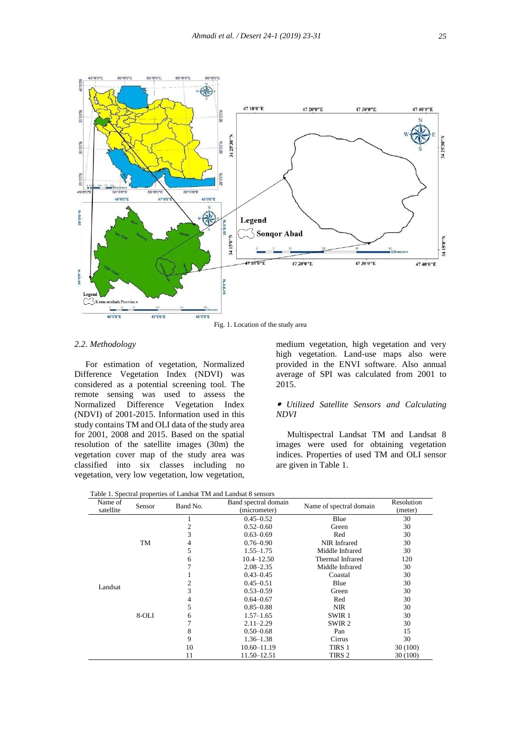Fig. 1. Location of the study area

### 2.2. Methodology

For estimation of vegetation, Normalized Difference Vegetation Index (NDVI) was considered as a potential screening tool. The remote sensing was used to assess the Normalized Difference Vegetation Index (NDVI) of 2001-2015. Information used in this study contains TM and OLI data of the study area for 2001, 2008 and 2015. Based on the spatial resolution of the satellite images (30m) the vegetation cover map of the study area was classified into six classes including no vegetation, very low vegetation, low vegetation, medium vegetation, high vegetation and very high vegetation. Land-use maps also were provided in the ENVI software. Also annual average of SPI was calculated from 2001 to 2015.

- *Utilized Satellite Sensors and Calculating NDVI*

Multispectral Landsat TM and Landsat 8 images were used for obtaining vegetation indices. Properties of used TM and OLI sensor are given in Table 1.

Table 1. Spectral properties of Landsat TM and Landsat 8 sensors

| Name of satellite | Sensor | Band No. | Band spectral domain (micrometer) | Name of spectral domain | Resolution (meter) |
|---|---|---|---|---|---|
| Landsat | TM | 1 | 0.45–0.52 | Blue | 30 |
| | | 2 | 0.52–0.60 | Green | 30 |
| | | 3 | 0.63–0.69 | Red | 30 |
| | | 4 | 0.76–0.90 | NIR Infrared | 30 |
| | | 5 | 1.55–1.75 | Middle Infrared | 30 |
| | | 6 | 10.4–12.50 | Thermal Infrared | 120 |
| | | 7 | 2.08–2.35 | Middle Infrared | 30 |
| | 8-OLI | 1 | 0.43–0.45 | Coastal | 30 |
| | | 2 | 0.45–0.51 | Blue | 30 |
| | | 3 | 0.53–0.59 | Green | 30 |
| | | 4 | 0.64–0.67 | Red | 30 |
| | | 5 | 0.85–0.88 | NIR | 30 |
| | | 6 | 1.57–1.65 | SWIR 1 | 30 |
| | | 7 | 2.11–2.29 | SWIR 2 | 30 |
| | | 8 | 0.50–0.68 | Pan | 15 |
| | | 9 | 1.36–1.38 | Cirrus | 30 |
| | | 10 | 10.60–11.19 | TIRS 1 | 30 (100) |
| | | 11 | 11.50–12.51 | TIRS 2 | 30 (100) |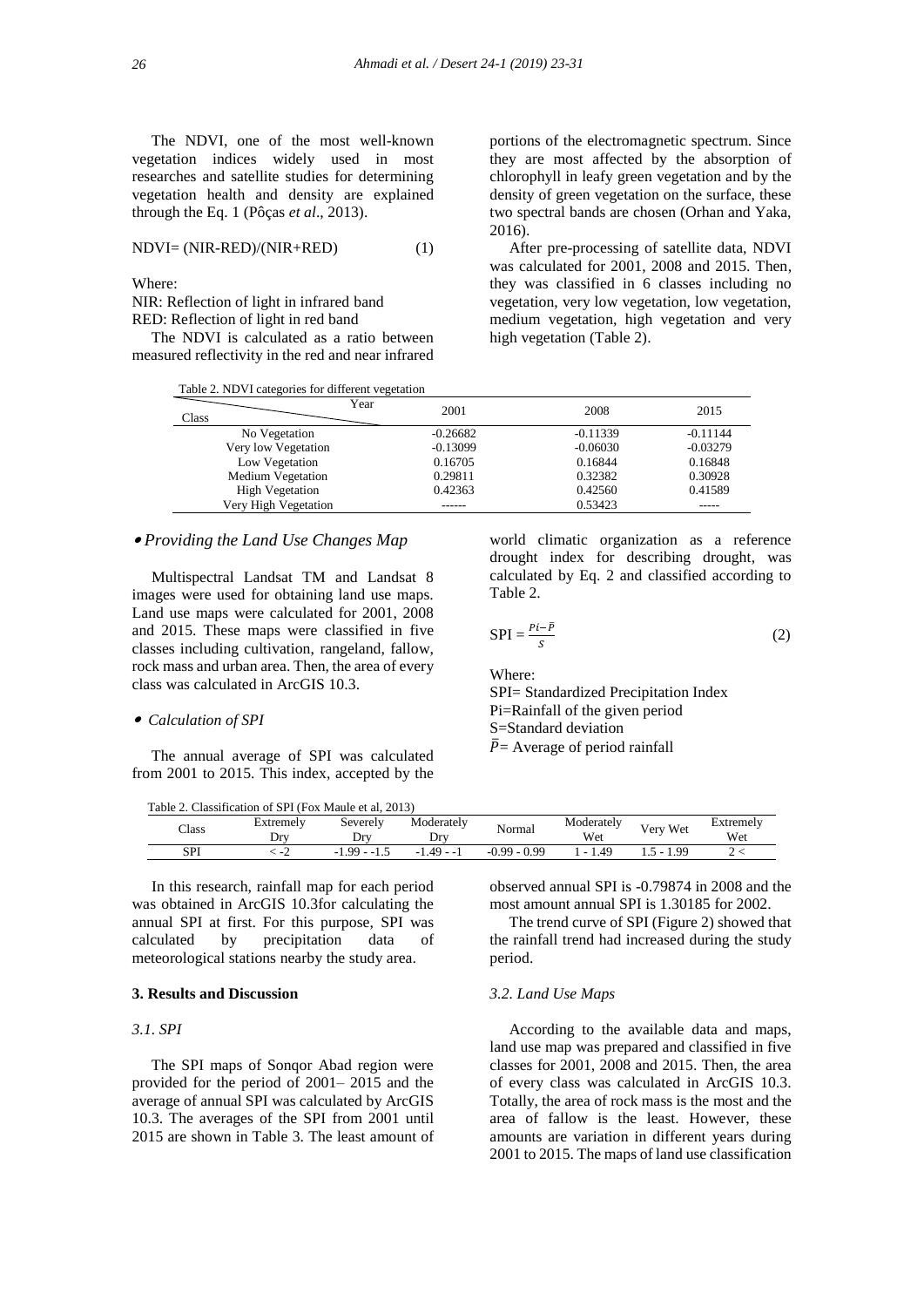The NDVI, one of the most well-known vegetation indices widely used in most researches and satellite studies for determining vegetation health and density are explained through the Eq. 1 (Pôças *et al*., 2013).

NDVI= (NIR-RED)/(NIR+RED) (1)

Where:

NIR: Reflection of light in infrared band

RED: Reflection of light in red band

The NDVI is calculated as a ratio between measured reflectivity in the red and near infrared portions of the electromagnetic spectrum. Since they are most affected by the absorption of chlorophyll in leafy green vegetation and by the density of green vegetation on the surface, these two spectral bands are chosen (Orhan and Yaka, 2016).

After pre-processing of satellite data, NDVI was calculated for 2001, 2008 and 2015. Then, they was classified in 6 classes including no vegetation, very low vegetation, low vegetation, medium vegetation, high vegetation and very high vegetation (Table 2).

Table 2. NDVI categories for different vegetation

| Class \ Year | 2001 | 2008 | 2015 |
|---|---|---|---|
| No Vegetation | -0.26682 | -0.11339 | -0.11144 |
| Very low Vegetation | -0.13099 | -0.06030 | -0.03279 |
| Low Vegetation | 0.16705 | 0.16844 | 0.16848 |
| Medium Vegetation | 0.29811 | 0.32382 | 0.30928 |
| High Vegetation | 0.42363 | 0.42560 | 0.41589 |
| Very High Vegetation | ------ | 0.53423 | ----- |

- *Providing the Land Use Changes Map*

Multispectral Landsat TM and Landsat 8 images were used for obtaining land use maps. Land use maps were calculated for 2001, 2008 and 2015. These maps were classified in five classes including cultivation, rangeland, fallow, rock mass and urban area. Then, the area of every class was calculated in ArcGIS 10.3.

- *Calculation of SPI*

The annual average of SPI was calculated from 2001 to 2015. This index, accepted by the world climatic organization as a reference drought index for describing drought, was calculated by Eq. 2 and classified according to Table 2.

$$SPI = \frac{Pi - \bar{P}}{S} \quad (2)$$

Where:

SPI= Standardized Precipitation Index

Pi=Rainfall of the given period

S=Standard deviation

$\bar{P}$= Average of period rainfall

Table 2. Classification of SPI (Fox Maule et al, 2013)

| Class | Extremely Dry | Severely Dry | Moderately Dry | Normal | Moderately Wet | Very Wet | Extremely Wet |
|---|---|---|---|---|---|---|---|
| SPI | < -2 | -1.99 - -1.5 | -1.49 - -1 | -0.99 - 0.99 | 1 - 1.49 | 1.5 - 1.99 | 2 < |

In this research, rainfall map for each period was obtained in ArcGIS 10.3for calculating the annual SPI at first. For this purpose, SPI was calculated by precipitation data of meteorological stations nearby the study area.

## 3. Results and Discussion

### 3.1. SPI

The SPI maps of Sonqor Abad region were provided for the period of 2001– 2015 and the average of annual SPI was calculated by ArcGIS 10.3. The averages of the SPI from 2001 until 2015 are shown in Table 3. The least amount of observed annual SPI is -0.79874 in 2008 and the most amount annual SPI is 1.30185 for 2002.

The trend curve of SPI (Figure 2) showed that the rainfall trend had increased during the study period.

### 3.2. Land Use Maps

According to the available data and maps, land use map was prepared and classified in five classes for 2001, 2008 and 2015. Then, the area of every class was calculated in ArcGIS 10.3. Totally, the area of rock mass is the most and the area of fallow is the least. However, these amounts are variation in different years during 2001 to 2015. The maps of land use classification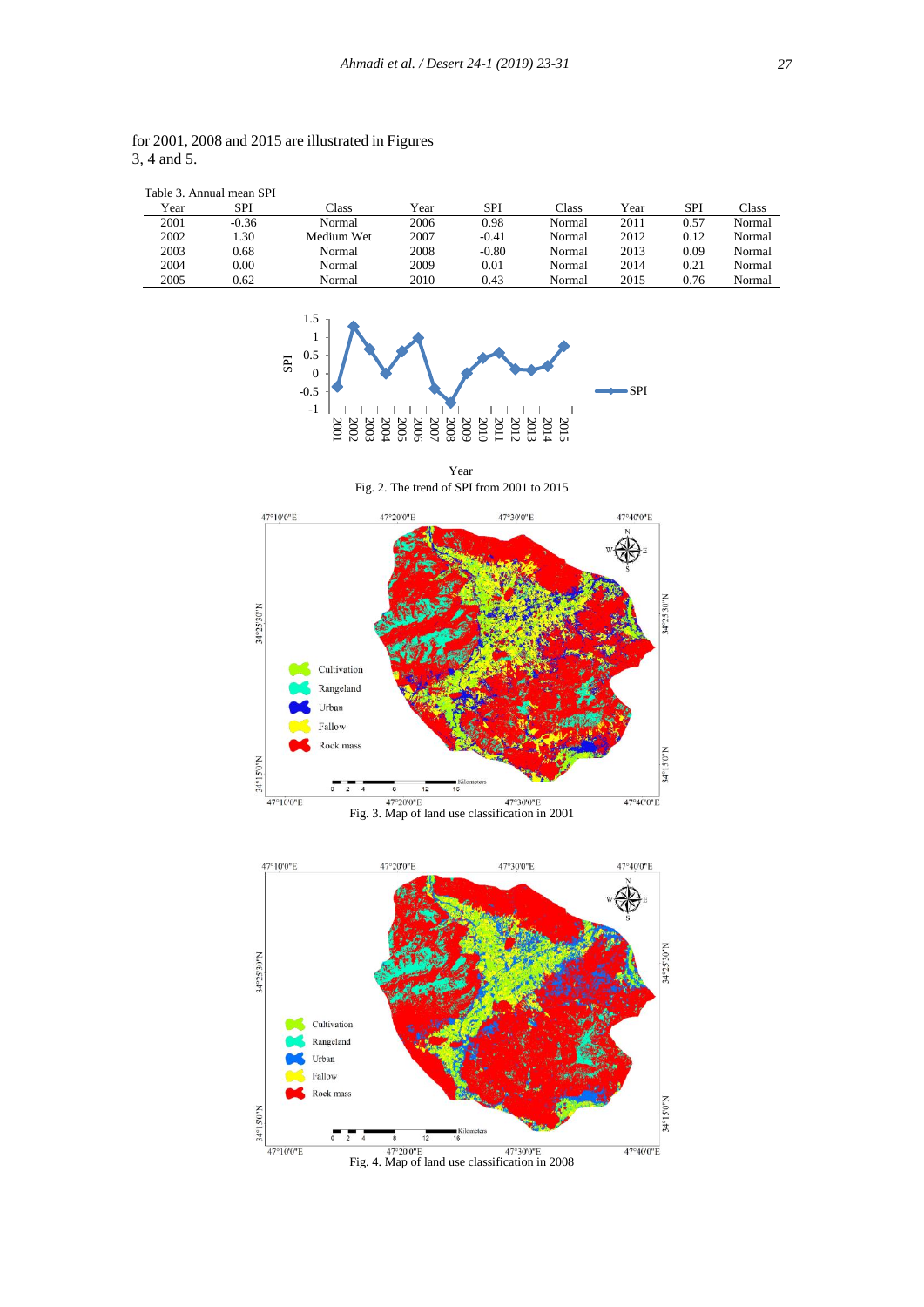for 2001, 2008 and 2015 are illustrated in Figures 3, 4 and 5.

Table 3. Annual mean SPI

| Year | SPI | Class | Year | SPI | Class | Year | SPI | Class |
|---|---|---|---|---|---|---|---|---|
| 2001 | -0.36 | Normal | 2006 | 0.98 | Normal | 2011 | 0.57 | Normal |
| 2002 | 1.30 | Medium Wet | 2007 | -0.41 | Normal | 2012 | 0.12 | Normal |
| 2003 | 0.68 | Normal | 2008 | -0.80 | Normal | 2013 | 0.09 | Normal |
| 2004 | 0.00 | Normal | 2009 | 0.01 | Normal | 2014 | 0.21 | Normal |
| 2005 | 0.62 | Normal | 2010 | 0.43 | Normal | 2015 | 0.76 | Normal |

Fig. 2. The trend of SPI from 2001 to 2015

Fig. 3. Map of land use classification in 2001

Fig. 4. Map of land use classification in 2008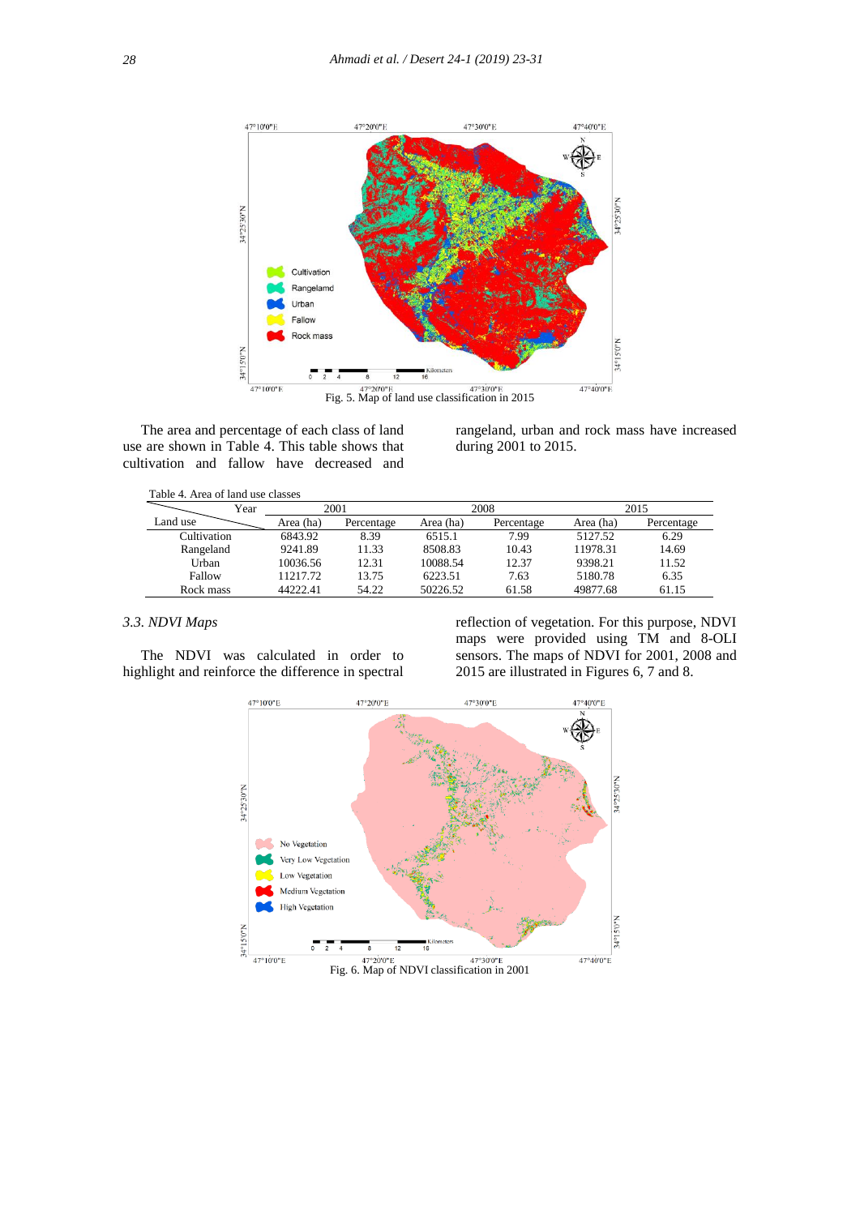Fig. 5. Map of land use classification in 2015

The area and percentage of each class of land use are shown in Table 4. This table shows that cultivation and fallow have decreased and rangeland, urban and rock mass have increased during 2001 to 2015.

Table 4. Area of land use classes

| Land use \ Year | 2001 | | 2008 | | 2015 | |
|---|---|---|---|---|---|---|
| | Area (ha) | Percentage | Area (ha) | Percentage | Area (ha) | Percentage |
| Cultivation | 6843.92 | 8.39 | 6515.1 | 7.99 | 5127.52 | 6.29 |
| Rangeland | 9241.89 | 11.33 | 8508.83 | 10.43 | 11978.31 | 14.69 |
| Urban | 10036.56 | 12.31 | 10088.54 | 12.37 | 9398.21 | 11.52 |
| Fallow | 11217.72 | 13.75 | 6223.51 | 7.63 | 5180.78 | 6.35 |
| Rock mass | 44222.41 | 54.22 | 50226.52 | 61.58 | 49877.68 | 61.15 |

### *3.3. NDVI Maps*

The NDVI was calculated in order to highlight and reinforce the difference in spectral reflection of vegetation. For this purpose, NDVI maps were provided using TM and 8-OLI sensors. The maps of NDVI for 2001, 2008 and 2015 are illustrated in Figures 6, 7 and 8.

Fig. 6. Map of NDVI classification in 2001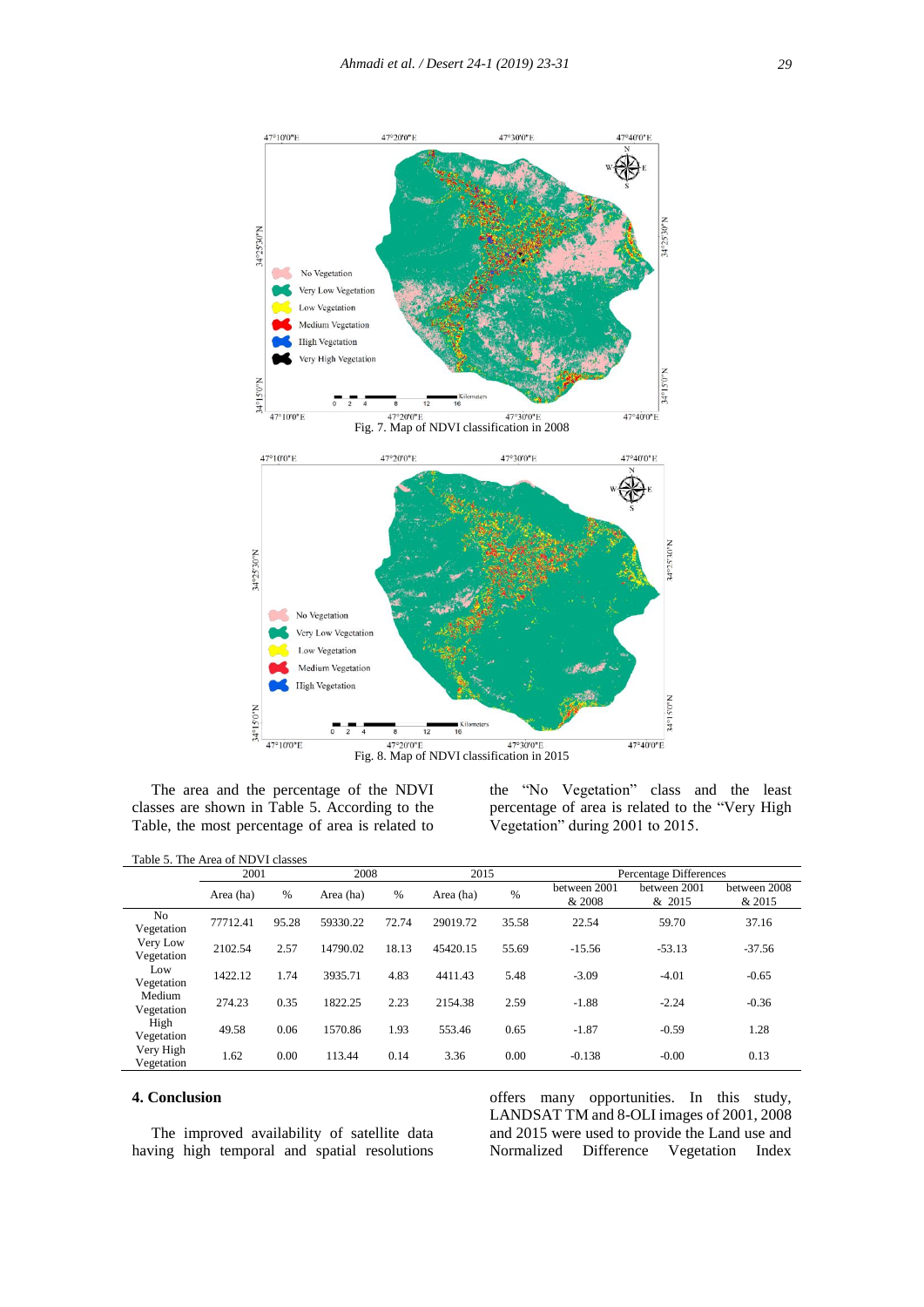Fig. 7. Map of NDVI classification in 2008

Fig. 8. Map of NDVI classification in 2015

The area and the percentage of the NDVI classes are shown in Table 5. According to the Table, the most percentage of area is related to the "No Vegetation" class and the least percentage of area is related to the "Very High Vegetation" during 2001 to 2015.

Table 5. The Area of NDVI classes

| | 2001 | | 2008 | | 2015 | | Percentage Differences | | |
|---|---|---|---|---|---|---|---|---|---|
| | Area (ha) | % | Area (ha) | % | Area (ha) | % | between 2001 & 2008 | between 2001 & 2015 | between 2008 & 2015 |
| No Vegetation | 77712.41 | 95.28 | 59330.22 | 72.74 | 29019.72 | 35.58 | 22.54 | 59.70 | 37.16 |
| Very Low Vegetation | 2102.54 | 2.57 | 14790.02 | 18.13 | 45420.15 | 55.69 | -15.56 | -53.13 | -37.56 |
| Low Vegetation | 1422.12 | 1.74 | 3935.71 | 4.83 | 4411.43 | 5.48 | -3.09 | -4.01 | -0.65 |
| Medium Vegetation | 274.23 | 0.35 | 1822.25 | 2.23 | 2154.38 | 2.59 | -1.88 | -2.24 | -0.36 |
| High Vegetation | 49.58 | 0.06 | 1570.86 | 1.93 | 553.46 | 0.65 | -1.87 | -0.59 | 1.28 |
| Very High Vegetation | 1.62 | 0.00 | 113.44 | 0.14 | 3.36 | 0.00 | -0.138 | -0.00 | 0.13 |

## 4. Conclusion

The improved availability of satellite data having high temporal and spatial resolutions offers many opportunities. In this study, LANDSAT TM and 8-OLI images of 2001, 2008 and 2015 were used to provide the Land use and Normalized Difference Vegetation Index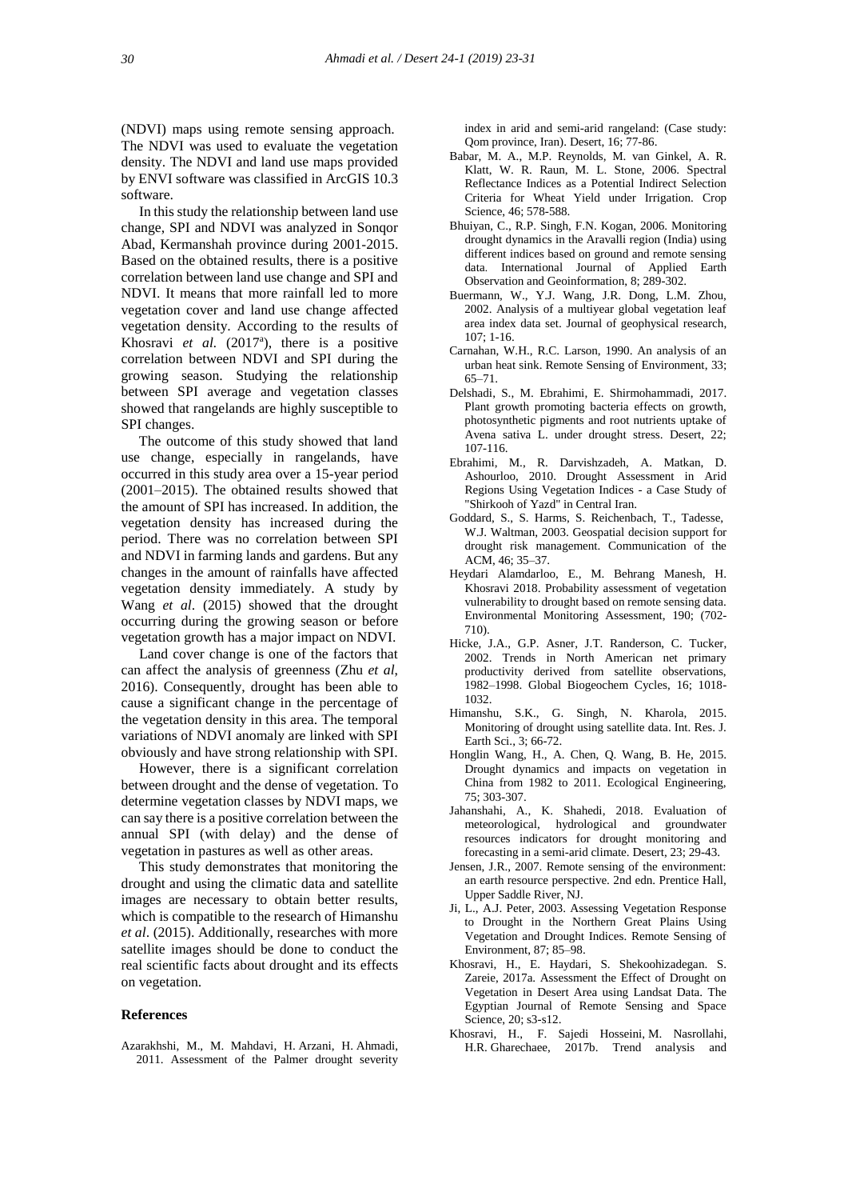(NDVI) maps using remote sensing approach. The NDVI was used to evaluate the vegetation density. The NDVI and land use maps provided by ENVI software was classified in ArcGIS 10.3 software.

In this study the relationship between land use change, SPI and NDVI was analyzed in Sonqor Abad, Kermanshah province during 2001-2015. Based on the obtained results, there is a positive correlation between land use change and SPI and NDVI. It means that more rainfall led to more vegetation cover and land use change affected vegetation density. According to the results of Khosravi *et al.* (2017[a]), there is a positive correlation between NDVI and SPI during the growing season. Studying the relationship between SPI average and vegetation classes showed that rangelands are highly susceptible to SPI changes.

The outcome of this study showed that land use change, especially in rangelands, have occurred in this study area over a 15-year period (2001–2015). The obtained results showed that the amount of SPI has increased. In addition, the vegetation density has increased during the period. There was no correlation between SPI and NDVI in farming lands and gardens. But any changes in the amount of rainfalls have affected vegetation density immediately. A study by Wang *et al*. (2015) showed that the drought occurring during the growing season or before vegetation growth has a major impact on NDVI.

Land cover change is one of the factors that can affect the analysis of greenness (Zhu *et al*, 2016). Consequently, drought has been able to cause a significant change in the percentage of the vegetation density in this area. The temporal variations of NDVI anomaly are linked with SPI obviously and have strong relationship with SPI.

However, there is a significant correlation between drought and the dense of vegetation. To determine vegetation classes by NDVI maps, we can say there is a positive correlation between the annual SPI (with delay) and the dense of vegetation in pastures as well as other areas.

This study demonstrates that monitoring the drought and using the climatic data and satellite images are necessary to obtain better results, which is compatible to the research of Himanshu *et al*. (2015). Additionally, researches with more satellite images should be done to conduct the real scientific facts about drought and its effects on vegetation.

## References

Azarakhshi, M., M. Mahdavi, H. Arzani, H. Ahmadi, 2011. Assessment of the Palmer drought severity index in arid and semi-arid rangeland: (Case study: Qom province, Iran). Desert, 16; 77-86.

Babar, M. A., M.P. Reynolds, M. van Ginkel, A. R. Klatt, W. R. Raun, M. L. Stone, 2006. Spectral Reflectance Indices as a Potential Indirect Selection Criteria for Wheat Yield under Irrigation. Crop Science, 46; 578-588.

Bhuiyan, C., R.P. Singh, F.N. Kogan, 2006. Monitoring drought dynamics in the Aravalli region (India) using different indices based on ground and remote sensing data. International Journal of Applied Earth Observation and Geoinformation, 8; 289-302.

Buermann, W., Y.J. Wang, J.R. Dong, L.M. Zhou, 2002. Analysis of a multiyear global vegetation leaf area index data set. Journal of geophysical research, 107; 1-16.

Carnahan, W.H., R.C. Larson, 1990. An analysis of an urban heat sink. Remote Sensing of Environment, 33; 65–71.

Delshadi, S., M. Ebrahimi, E. Shirmohammadi, 2017. Plant growth promoting bacteria effects on growth, photosynthetic pigments and root nutrients uptake of Avena sativa L. under drought stress. Desert, 22; 107-116.

Ebrahimi, M., R. Darvishzadeh, A. Matkan, D. Ashourloo, 2010. Drought Assessment in Arid Regions Using Vegetation Indices - a Case Study of "Shirkooh of Yazd" in Central Iran.

Goddard, S., S. Harms, S. Reichenbach, T., Tadesse, W.J. Waltman, 2003. Geospatial decision support for drought risk management. Communication of the ACM, 46; 35–37.

Heydari Alamdarloo, E., M. Behrang Manesh, H. Khosravi 2018. Probability assessment of vegetation vulnerability to drought based on remote sensing data. Environmental Monitoring Assessment, 190; (702-710).

Hicke, J.A., G.P. Asner, J.T. Randerson, C. Tucker, 2002. Trends in North American net primary productivity derived from satellite observations, 1982–1998. Global Biogeochem Cycles, 16; 1018-1032.

Himanshu, S.K., G. Singh, N. Kharola, 2015. Monitoring of drought using satellite data. Int. Res. J. Earth Sci., 3; 66-72.

Honglin Wang, H., A. Chen, Q. Wang, B. He, 2015. Drought dynamics and impacts on vegetation in China from 1982 to 2011. Ecological Engineering, 75; 303-307.

Jahanshahi, A., K. Shahedi, 2018. Evaluation of meteorological, hydrological and groundwater resources indicators for drought monitoring and forecasting in a semi-arid climate. Desert, 23; 29-43.

Jensen, J.R., 2007. Remote sensing of the environment: an earth resource perspective. 2nd edn. Prentice Hall, Upper Saddle River, NJ.

Ji, L., A.J. Peter, 2003. Assessing Vegetation Response to Drought in the Northern Great Plains Using Vegetation and Drought Indices. Remote Sensing of Environment, 87; 85–98.

Khosravi, H., E. Haydari, S. Shekoohizadegan. S. Zareie, 2017a. Assessment the Effect of Drought on Vegetation in Desert Area using Landsat Data. The Egyptian Journal of Remote Sensing and Space Science, 20; s3-s12.

Khosravi, H., F. Sajedi Hosseini, M. Nasrollahi, H.R. Gharechaee, 2017b. Trend analysis and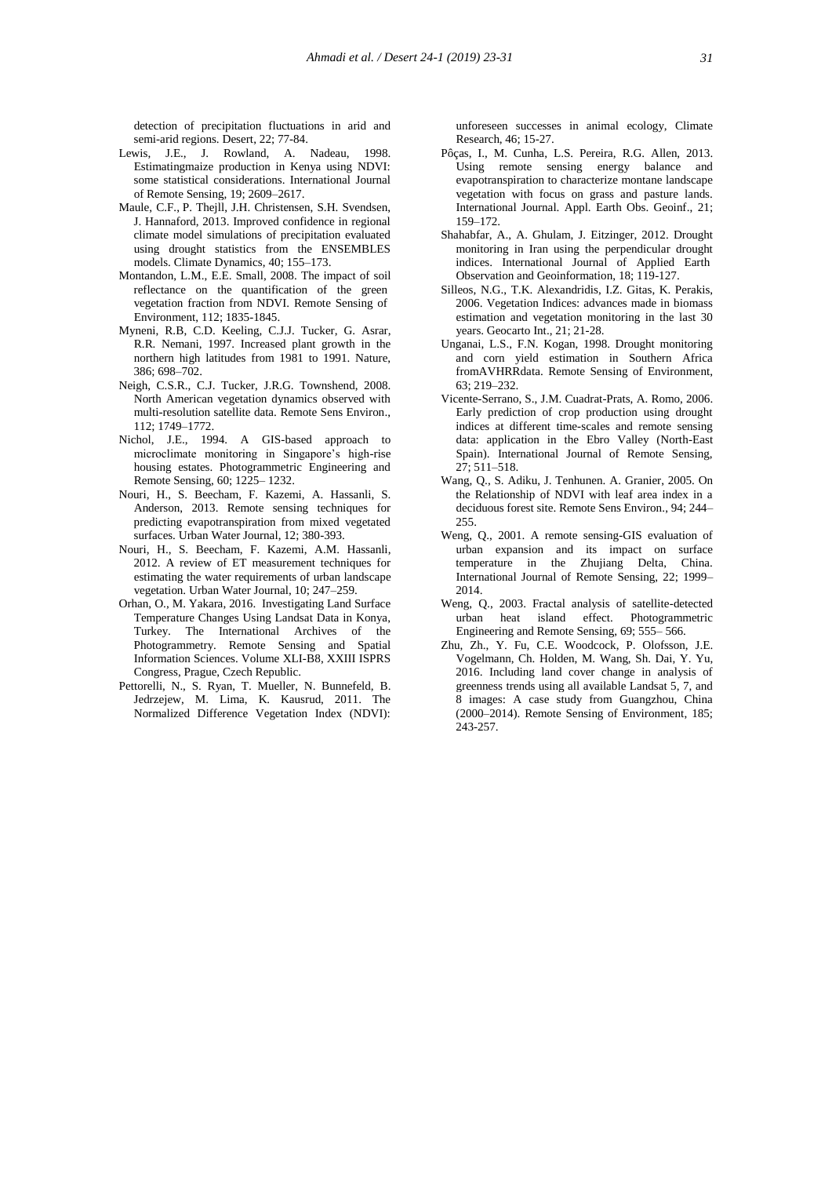detection of precipitation fluctuations in arid and semi-arid regions. Desert, 22; 77-84.

Lewis, J.E., J. Rowland, A. Nadeau, 1998. Estimatingmaize production in Kenya using NDVI: some statistical considerations. International Journal of Remote Sensing, 19; 2609–2617.

Maule, C.F., P. Thejll, J.H. Christensen, S.H. Svendsen, J. Hannaford, 2013. Improved confidence in regional climate model simulations of precipitation evaluated using drought statistics from the ENSEMBLES models. Climate Dynamics, 40; 155–173.

Montandon, L.M., E.E. Small, 2008. The impact of soil reflectance on the quantification of the green vegetation fraction from NDVI. Remote Sensing of Environment, 112; 1835-1845.

Myneni, R.B, C.D. Keeling, C.J.J. Tucker, G. Asrar, R.R. Nemani, 1997. Increased plant growth in the northern high latitudes from 1981 to 1991. Nature, 386; 698–702.

Neigh, C.S.R., C.J. Tucker, J.R.G. Townshend, 2008. North American vegetation dynamics observed with multi-resolution satellite data. Remote Sens Environ., 112; 1749–1772.

Nichol, J.E., 1994. A GIS-based approach to microclimate monitoring in Singapore's high-rise housing estates. Photogrammetric Engineering and Remote Sensing, 60; 1225– 1232.

Nouri, H., S. Beecham, F. Kazemi, A. Hassanli, S. Anderson, 2013. Remote sensing techniques for predicting evapotranspiration from mixed vegetated surfaces. Urban Water Journal, 12; 380-393.

Nouri, H., S. Beecham, F. Kazemi, A.M. Hassanli, 2012. A review of ET measurement techniques for estimating the water requirements of urban landscape vegetation. Urban Water Journal, 10; 247–259.

Orhan, O., M. Yakara, 2016. Investigating Land Surface Temperature Changes Using Landsat Data in Konya, Turkey. The International Archives of the Photogrammetry. Remote Sensing and Spatial Information Sciences. Volume XLI-B8, XXIII ISPRS Congress, Prague, Czech Republic.

Pettorelli, N., S. Ryan, T. Mueller, N. Bunnefeld, B. Jedrzejew, M. Lima, K. Kausrud, 2011. The Normalized Difference Vegetation Index (NDVI): unforeseen successes in animal ecology, Climate Research, 46; 15-27.

Pôças, I., M. Cunha, L.S. Pereira, R.G. Allen, 2013. Using remote sensing energy balance and evapotranspiration to characterize montane landscape vegetation with focus on grass and pasture lands. International Journal. Appl. Earth Obs. Geoinf., 21; 159–172.

Shahabfar, A., A. Ghulam, J. Eitzinger, 2012. Drought monitoring in Iran using the perpendicular drought indices. International Journal of Applied Earth Observation and Geoinformation, 18; 119-127.

Silleos, N.G., T.K. Alexandridis, I.Z. Gitas, K. Perakis, 2006. Vegetation Indices: advances made in biomass estimation and vegetation monitoring in the last 30 years. Geocarto Int., 21; 21-28.

Unganai, L.S., F.N. Kogan, 1998. Drought monitoring and corn yield estimation in Southern Africa fromAVHRRdata. Remote Sensing of Environment, 63; 219–232.

Vicente-Serrano, S., J.M. Cuadrat-Prats, A. Romo, 2006. Early prediction of crop production using drought indices at different time-scales and remote sensing data: application in the Ebro Valley (North-East Spain). International Journal of Remote Sensing, 27; 511–518.

Wang, Q., S. Adiku, J. Tenhunen. A. Granier, 2005. On the Relationship of NDVI with leaf area index in a deciduous forest site. Remote Sens Environ., 94; 244–255.

Weng, Q., 2001. A remote sensing-GIS evaluation of urban expansion and its impact on surface temperature in the Zhujiang Delta, China. International Journal of Remote Sensing, 22; 1999–2014.

Weng, Q., 2003. Fractal analysis of satellite-detected urban heat island effect. Photogrammetric Engineering and Remote Sensing, 69; 555– 566.

Zhu, Zh., Y. Fu, C.E. Woodcock, P. Olofsson, J.E. Vogelmann, Ch. Holden, M. Wang, Sh. Dai, Y. Yu, 2016. Including land cover change in analysis of greenness trends using all available Landsat 5, 7, and 8 images: A case study from Guangzhou, China (2000–2014). Remote Sensing of Environment, 185; 243-257.